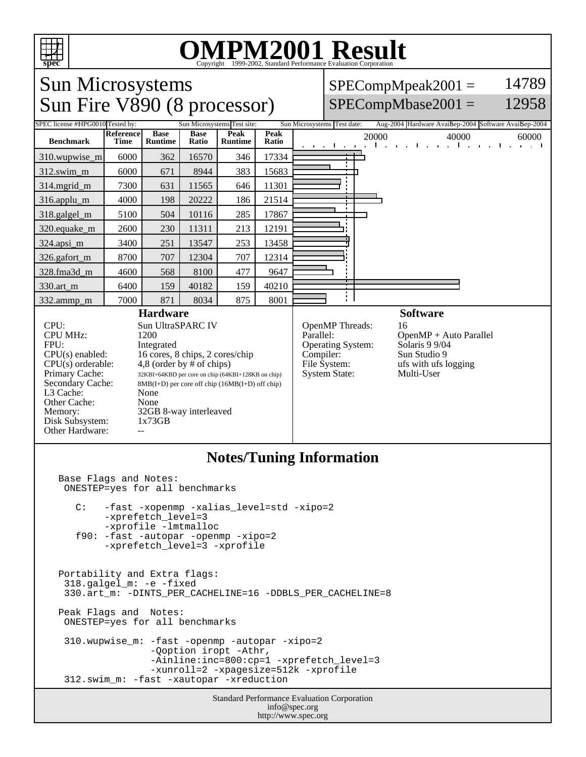# OMPM2001 Result

Copyright 1999-2002, Standard Performance Evaluation Corporation

## Sun Microsystems
## Sun Fire V890 (8 processor)

SPECompMpeak2001 = 14789

SPECompMbase2001 = 12958

| SPEC license #: HPG0010 | Tested by: Sun Microsystems | Test site: Sun Microsystems | Test date: Aug-2004 | Hardware Avail: Sep-2004 | Software Avail: Sep-2004 |
|---|---|---|---|---|---|

| Benchmark | Reference Time | Base Runtime | Base Ratio | Peak Runtime | Peak Ratio |
|---|---|---|---|---|---|
| 310.wupwise_m | 6000 | 362 | 16570 | 346 | 17334 |
| 312.swim_m | 6000 | 671 | 8944 | 383 | 15683 |
| 314.mgrid_m | 7300 | 631 | 11565 | 646 | 11301 |
| 316.applu_m | 4000 | 198 | 20222 | 186 | 21514 |
| 318.galgel_m | 5100 | 504 | 10116 | 285 | 17867 |
| 320.equake_m | 2600 | 230 | 11311 | 213 | 12191 |
| 324.apsi_m | 3400 | 251 | 13547 | 253 | 13458 |
| 326.gafort_m | 8700 | 707 | 12304 | 707 | 12314 |
| 328.fma3d_m | 4600 | 568 | 8100 | 477 | 9647 |
| 330.art_m | 6400 | 159 | 40182 | 159 | 40210 |
| 332.ammp_m | 7000 | 871 | 8034 | 875 | 8001 |

### Hardware

| | |
|---|---|
| CPU: | Sun UltraSPARC IV |
| CPU MHz: | 1200 |
| FPU: | Integrated |
| CPU(s) enabled: | 16 cores, 8 chips, 2 cores/chip |
| CPU(s) orderable: | 4,8 (order by # of chips) |
| Primary Cache: | 32KBI+64KBD per core on chip (64KBI+128KB on chip) |
| Secondary Cache: | 8MB(I+D) per core off chip (16MB(I+D) off chip) |
| L3 Cache: | None |
| Other Cache: | None |
| Memory: | 32GB 8-way interleaved |
| Disk Subsystem: | 1x73GB |
| Other Hardware: | -- |

### Software

| | |
|---|---|
| OpenMP Threads: | 16 |
| Parallel: | OpenMP + Auto Parallel |
| Operating System: | Solaris 9 9/04 |
| Compiler: | Sun Studio 9 |
| File System: | ufs with ufs logging |
| System State: | Multi-User |

## Notes/Tuning Information

```
Base Flags and Notes:
 ONESTEP=yes for all benchmarks

   C:   -fast -xopenmp -xalias_level=std -xipo=2
        -xprefetch_level=3
        -xprofile -lmtmalloc
   f90: -fast -autopar -openmp -xipo=2
        -xprefetch_level=3 -xprofile


Portability and Extra flags:
 318.galgel_m: -e -fixed
 330.art_m: -DINTS_PER_CACHELINE=16 -DDBLS_PER_CACHELINE=8

Peak Flags and  Notes:
 ONESTEP=yes for all benchmarks

 310.wupwise_m: -fast -openmp -autopar -xipo=2
                -Qoption iropt -Athr,
                -Ainline:inc=800:cp=1 -xprefetch_level=3
                -xunroll=2 -xpagesize=512k -xprofile
 312.swim_m: -fast -xautopar -xreduction
```

Standard Performance Evaluation Corporation
info@spec.org
http://www.spec.org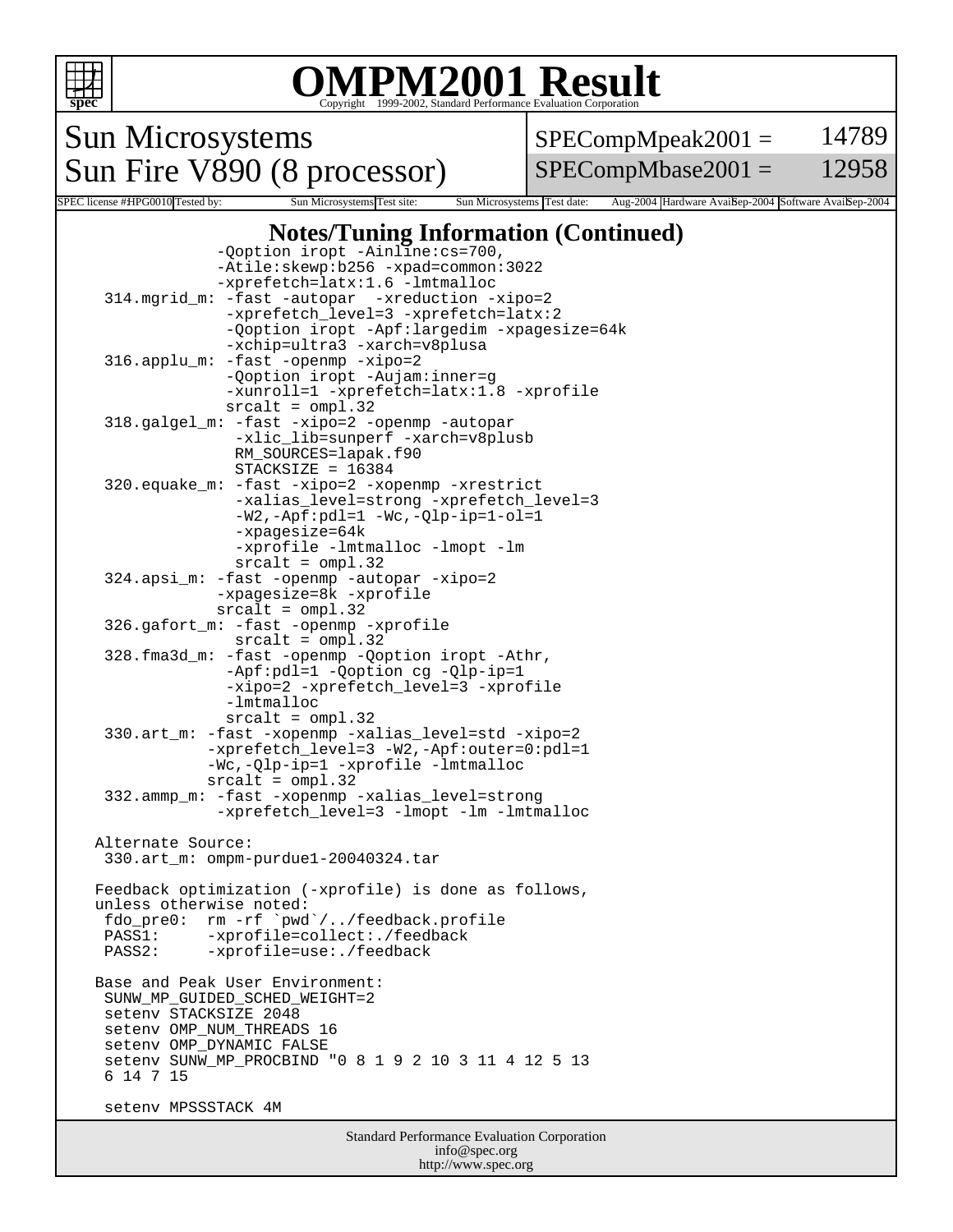# OMPM2001 Result

Copyright 1999-2002, Standard Performance Evaluation Corporation

## Sun Microsystems
## Sun Fire V890 (8 processor)

| SPECompMpeak2001 = | 14789 |
|---|---|
| SPECompMbase2001 = | 12958 |

| SPEC license #: HPG0010 | Tested by: Sun Microsystems | Test site: Sun Microsystems | Test date: Aug-2004 | Hardware Avail: Sep-2004 | Software Avail: Sep-2004 |
|---|---|---|---|---|---|

### Notes/Tuning Information (Continued)

```
                 -Qoption iropt -Ainline:cs=700,
                 -Atile:skewp:b256 -xpad=common:3022
                 -xprefetch=latx:1.6 -lmtmalloc
     314.mgrid_m: -fast -autopar  -xreduction -xipo=2
                  -xprefetch_level=3 -xprefetch=latx:2
                  -Qoption iropt -Apf:largedim -xpagesize=64k
                  -xchip=ultra3 -xarch=v8plusa
     316.applu_m: -fast -openmp -xipo=2
                  -Qoption iropt -Aujam:inner=g
                  -xunroll=1 -xprefetch=latx:1.8 -xprofile
                  srcalt = ompl.32
     318.galgel_m: -fast -xipo=2 -openmp -autopar
                   -xlic_lib=sunperf -xarch=v8plusb
                   RM_SOURCES=lapak.f90
                   STACKSIZE = 16384
     320.equake_m: -fast -xipo=2 -xopenmp -xrestrict
                   -xalias_level=strong -xprefetch_level=3
                   -W2,-Apf:pdl=1 -Wc,-Qlp-ip=1-ol=1
                   -xpagesize=64k
                   -xprofile -lmtmalloc -lmopt -lm
                   srcalt = ompl.32
     324.apsi_m: -fast -openmp -autopar -xipo=2
                 -xpagesize=8k -xprofile
                 srcalt = ompl.32
     326.gafort_m: -fast -openmp -xprofile
                   srcalt = ompl.32
     328.fma3d_m: -fast -openmp -Qoption iropt -Athr,
                  -Apf:pdl=1 -Qoption cg -Qlp-ip=1
                  -xipo=2 -xprefetch_level=3 -xprofile
                  -lmtmalloc
                  srcalt = ompl.32
     330.art_m: -fast -xopenmp -xalias_level=std -xipo=2
                -xprefetch_level=3 -W2,-Apf:outer=0:pdl=1
                -Wc,-Qlp-ip=1 -xprofile -lmtmalloc
                srcalt = ompl.32
     332.ammp_m: -fast -xopenmp -xalias_level=strong
                 -xprefetch_level=3 -lmopt -lm -lmtmalloc

    Alternate Source:
     330.art_m: ompm-purdue1-20040324.tar

    Feedback optimization (-xprofile) is done as follows,
    unless otherwise noted:
     fdo_pre0:  rm -rf `pwd`/../feedback.profile
     PASS1:     -xprofile=collect:./feedback
     PASS2:     -xprofile=use:./feedback

    Base and Peak User Environment:
     SUNW_MP_GUIDED_SCHED_WEIGHT=2
     setenv STACKSIZE 2048
     setenv OMP_NUM_THREADS 16
     setenv OMP_DYNAMIC FALSE
     setenv SUNW_MP_PROCBIND "0 8 1 9 2 10 3 11 4 12 5 13
     6 14 7 15

     setenv MPSSSTACK 4M
```

Standard Performance Evaluation Corporation
info@spec.org
http://www.spec.org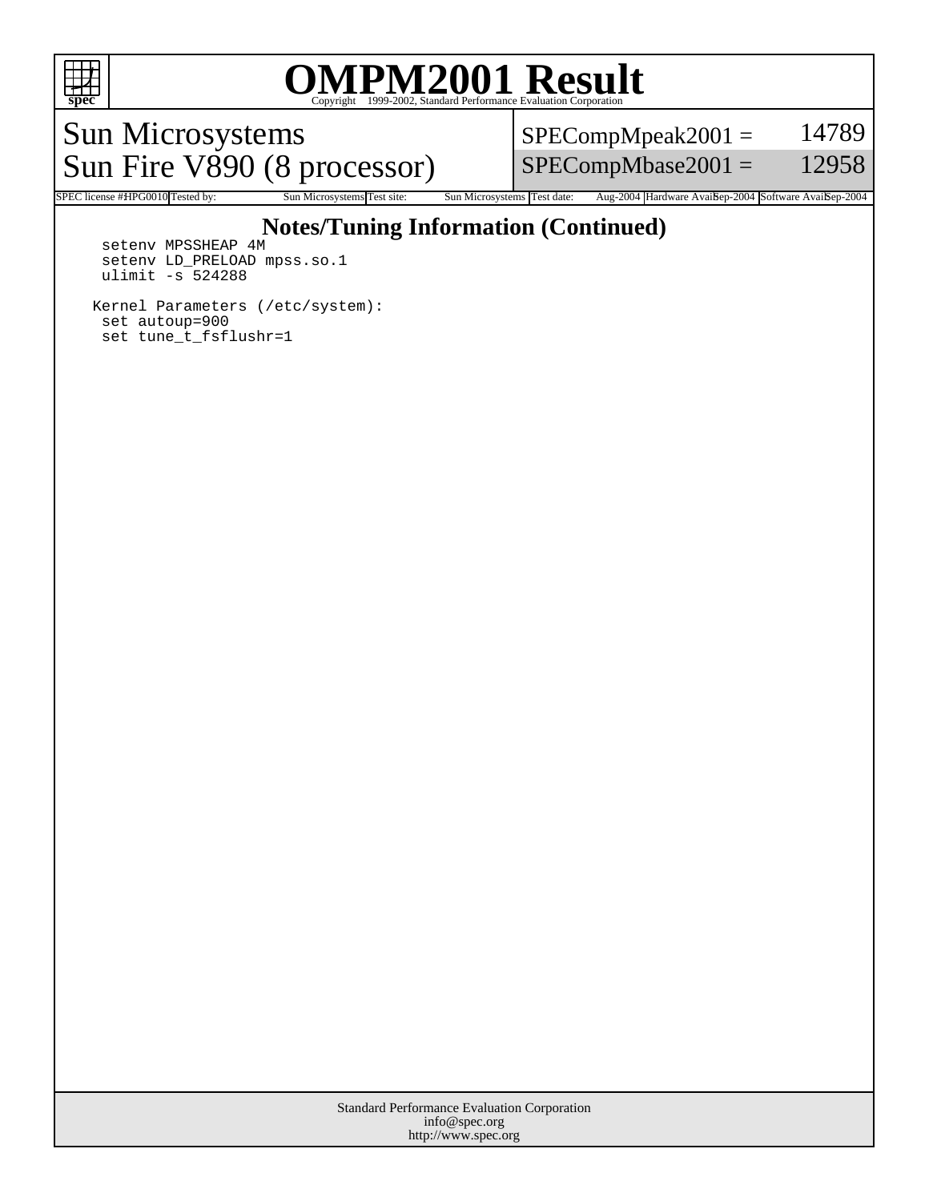# OMPM2001 Result

Copyright 1999-2002, Standard Performance Evaluation Corporation

## Sun Microsystems
## Sun Fire V890 (8 processor)

SPECompMpeak2001 = 14789

SPECompMbase2001 = 12958

| SPEC license #: HPG0010 | Tested by: Sun Microsystems | Test site: Sun Microsystems | Test date: Aug-2004 | Hardware Avail: Sep-2004 | Software Avail: Sep-2004 |
|---|---|---|---|---|---|

### Notes/Tuning Information (Continued)

```
     setenv MPSSHEAP 4M
     setenv LD_PRELOAD mpss.so.1
     ulimit -s 524288

    Kernel Parameters (/etc/system):
     set autoup=900
     set tune_t_fsflushr=1
```

Standard Performance Evaluation Corporation
info@spec.org
http://www.spec.org